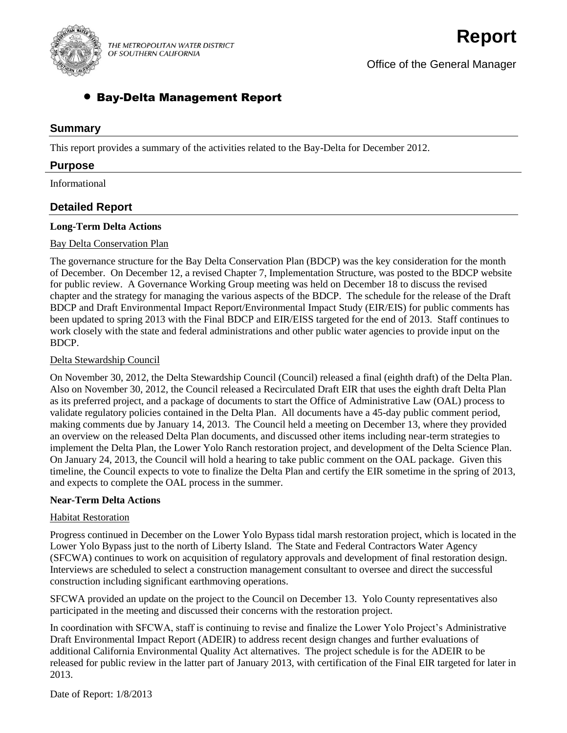THE METROPOLITAN WATER DISTRICT OF SOUTHERN CALIFORNIA

# Report

Office of the General Manager

## • Bay-Delta Management Report

## Summary

This report provides a summary of the activities related to the Bay-Delta for December 2012.

## Purpose

Informational

## Detailed Report

**Long-Term Delta Actions**

Bay Delta Conservation Plan

The governance structure for the Bay Delta Conservation Plan (BDCP) was the key consideration for the month of December. On December 12, a revised Chapter 7, Implementation Structure, was posted to the BDCP website for public review. A Governance Working Group meeting was held on December 18 to discuss the revised chapter and the strategy for managing the various aspects of the BDCP. The schedule for the release of the Draft BDCP and Draft Environmental Impact Report/Environmental Impact Study (EIR/EIS) for public comments has been updated to spring 2013 with the Final BDCP and EIR/EISS targeted for the end of 2013. Staff continues to work closely with the state and federal administrations and other public water agencies to provide input on the BDCP.

Delta Stewardship Council

On November 30, 2012, the Delta Stewardship Council (Council) released a final (eighth draft) of the Delta Plan. Also on November 30, 2012, the Council released a Recirculated Draft EIR that uses the eighth draft Delta Plan as its preferred project, and a package of documents to start the Office of Administrative Law (OAL) process to validate regulatory policies contained in the Delta Plan. All documents have a 45-day public comment period, making comments due by January 14, 2013. The Council held a meeting on December 13, where they provided an overview on the released Delta Plan documents, and discussed other items including near-term strategies to implement the Delta Plan, the Lower Yolo Ranch restoration project, and development of the Delta Science Plan. On January 24, 2013, the Council will hold a hearing to take public comment on the OAL package. Given this timeline, the Council expects to vote to finalize the Delta Plan and certify the EIR sometime in the spring of 2013, and expects to complete the OAL process in the summer.

**Near-Term Delta Actions**

Habitat Restoration

Progress continued in December on the Lower Yolo Bypass tidal marsh restoration project, which is located in the Lower Yolo Bypass just to the north of Liberty Island. The State and Federal Contractors Water Agency (SFCWA) continues to work on acquisition of regulatory approvals and development of final restoration design. Interviews are scheduled to select a construction management consultant to oversee and direct the successful construction including significant earthmoving operations.

SFCWA provided an update on the project to the Council on December 13. Yolo County representatives also participated in the meeting and discussed their concerns with the restoration project.

In coordination with SFCWA, staff is continuing to revise and finalize the Lower Yolo Project's Administrative Draft Environmental Impact Report (ADEIR) to address recent design changes and further evaluations of additional California Environmental Quality Act alternatives. The project schedule is for the ADEIR to be released for public review in the latter part of January 2013, with certification of the Final EIR targeted for later in 2013.

Date of Report: 1/8/2013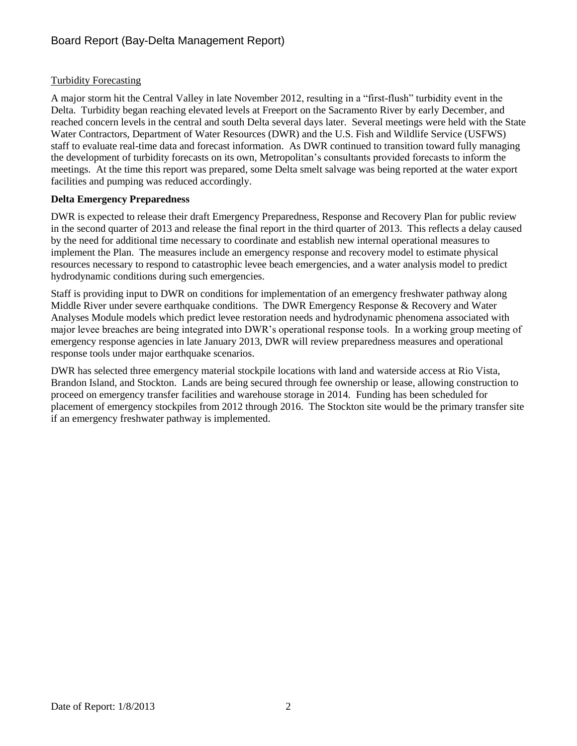Turbidity Forecasting

A major storm hit the Central Valley in late November 2012, resulting in a "first-flush" turbidity event in the Delta. Turbidity began reaching elevated levels at Freeport on the Sacramento River by early December, and reached concern levels in the central and south Delta several days later. Several meetings were held with the State Water Contractors, Department of Water Resources (DWR) and the U.S. Fish and Wildlife Service (USFWS) staff to evaluate real-time data and forecast information. As DWR continued to transition toward fully managing the development of turbidity forecasts on its own, Metropolitan's consultants provided forecasts to inform the meetings. At the time this report was prepared, some Delta smelt salvage was being reported at the water export facilities and pumping was reduced accordingly.

**Delta Emergency Preparedness**

DWR is expected to release their draft Emergency Preparedness, Response and Recovery Plan for public review in the second quarter of 2013 and release the final report in the third quarter of 2013. This reflects a delay caused by the need for additional time necessary to coordinate and establish new internal operational measures to implement the Plan. The measures include an emergency response and recovery model to estimate physical resources necessary to respond to catastrophic levee beach emergencies, and a water analysis model to predict hydrodynamic conditions during such emergencies.

Staff is providing input to DWR on conditions for implementation of an emergency freshwater pathway along Middle River under severe earthquake conditions. The DWR Emergency Response & Recovery and Water Analyses Module models which predict levee restoration needs and hydrodynamic phenomena associated with major levee breaches are being integrated into DWR's operational response tools. In a working group meeting of emergency response agencies in late January 2013, DWR will review preparedness measures and operational response tools under major earthquake scenarios.

DWR has selected three emergency material stockpile locations with land and waterside access at Rio Vista, Brandon Island, and Stockton. Lands are being secured through fee ownership or lease, allowing construction to proceed on emergency transfer facilities and warehouse storage in 2014. Funding has been scheduled for placement of emergency stockpiles from 2012 through 2016. The Stockton site would be the primary transfer site if an emergency freshwater pathway is implemented.